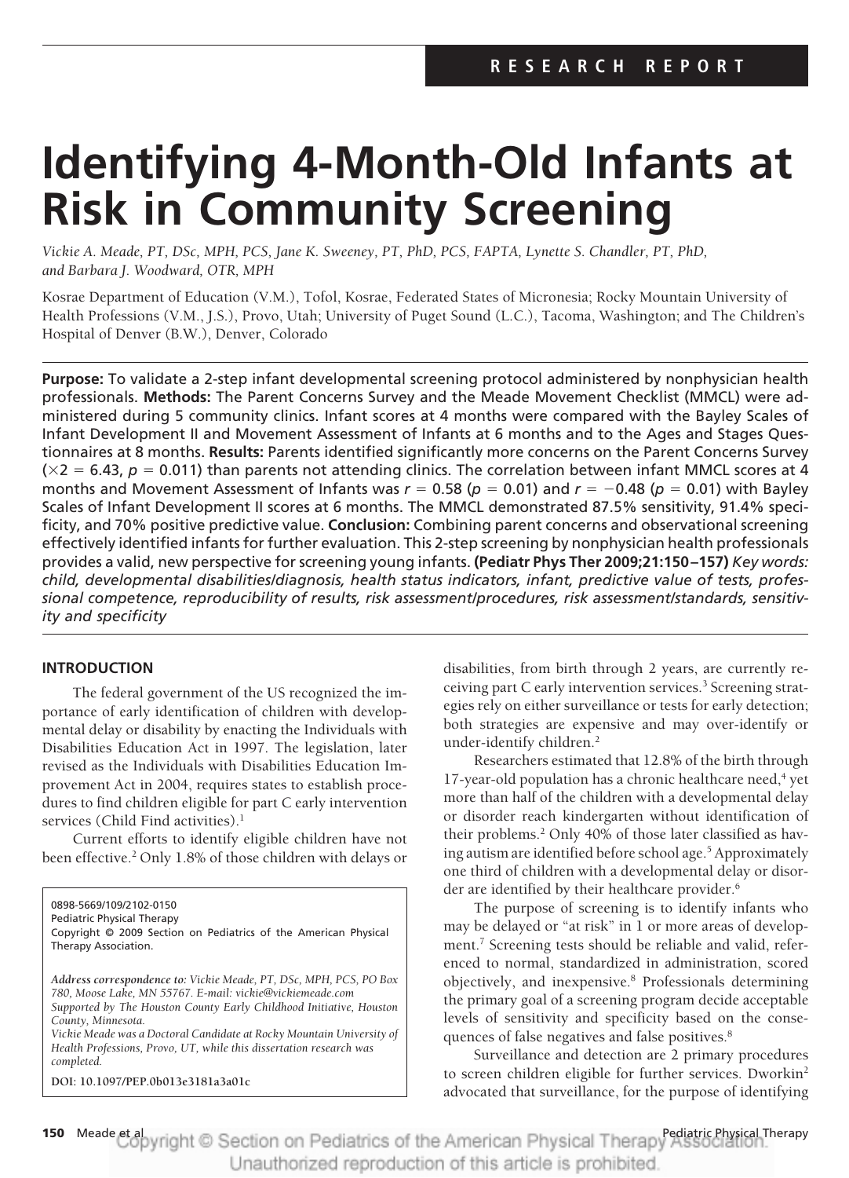RESEARCH REPORT

# Identifying 4-Month-Old Infants at Risk in Community Screening

*Vickie A. Meade, PT, DSc, MPH, PCS, Jane K. Sweeney, PT, PhD, PCS, FAPTA, Lynette S. Chandler, PT, PhD, and Barbara J. Woodward, OTR, MPH*

Kosrae Department of Education (V.M.), Tofol, Kosrae, Federated States of Micronesia; Rocky Mountain University of Health Professions (V.M., J.S.), Provo, Utah; University of Puget Sound (L.C.), Tacoma, Washington; and The Children's Hospital of Denver (B.W.), Denver, Colorado

**Purpose:** To validate a 2-step infant developmental screening protocol administered by nonphysician health professionals. **Methods:** The Parent Concerns Survey and the Meade Movement Checklist (MMCL) were administered during 5 community clinics. Infant scores at 4 months were compared with the Bayley Scales of Infant Development II and Movement Assessment of Infants at 6 months and to the Ages and Stages Questionnaires at 8 months. **Results:** Parents identified significantly more concerns on the Parent Concerns Survey ($\times 2 = 6.43$, $p = 0.011$) than parents not attending clinics. The correlation between infant MMCL scores at 4 months and Movement Assessment of Infants was $r = 0.58$ ($p = 0.01$) and $r = -0.48$ ($p = 0.01$) with Bayley Scales of Infant Development II scores at 6 months. The MMCL demonstrated 87.5% sensitivity, 91.4% specificity, and 70% positive predictive value. **Conclusion:** Combining parent concerns and observational screening effectively identified infants for further evaluation. This 2-step screening by nonphysician health professionals provides a valid, new perspective for screening young infants. **(Pediatr Phys Ther 2009;21:150–157)** *Key words: child, developmental disabilities/diagnosis, health status indicators, infant, predictive value of tests, professional competence, reproducibility of results, risk assessment/procedures, risk assessment/standards, sensitivity and specificity*

## INTRODUCTION

The federal government of the US recognized the importance of early identification of children with developmental delay or disability by enacting the Individuals with Disabilities Education Act in 1997. The legislation, later revised as the Individuals with Disabilities Education Improvement Act in 2004, requires states to establish procedures to find children eligible for part C early intervention services (Child Find activities).[1]

Current efforts to identify eligible children have not been effective.[2] Only 1.8% of those children with delays or disabilities, from birth through 2 years, are currently receiving part C early intervention services.[3] Screening strategies rely on either surveillance or tests for early detection; both strategies are expensive and may over-identify or under-identify children.[2]

Researchers estimated that 12.8% of the birth through 17-year-old population has a chronic healthcare need,[4] yet more than half of the children with a developmental delay or disorder reach kindergarten without identification of their problems.[2] Only 40% of those later classified as having autism are identified before school age.[5] Approximately one third of children with a developmental delay or disorder are identified by their healthcare provider.[6]

The purpose of screening is to identify infants who may be delayed or "at risk" in 1 or more areas of development.[7] Screening tests should be reliable and valid, referenced to normal, standardized in administration, scored objectively, and inexpensive.[8] Professionals determining the primary goal of a screening program decide acceptable levels of sensitivity and specificity based on the consequences of false negatives and false positives.[8]

Surveillance and detection are 2 primary procedures to screen children eligible for further services. Dworkin[2] advocated that surveillance, for the purpose of identifying

0898-5669/109/2102-0150
Pediatric Physical Therapy
Copyright © 2009 Section on Pediatrics of the American Physical Therapy Association.

*Address correspondence to: Vickie Meade, PT, DSc, MPH, PCS, PO Box 780, Moose Lake, MN 55767. E-mail: vickie@vickiemeade.com*
*Supported by The Houston County Early Childhood Initiative, Houston County, Minnesota.*
*Vickie Meade was a Doctoral Candidate at Rocky Mountain University of Health Professions, Provo, UT, while this dissertation research was completed.*

**DOI: 10.1097/PEP.0b013e3181a3a01c**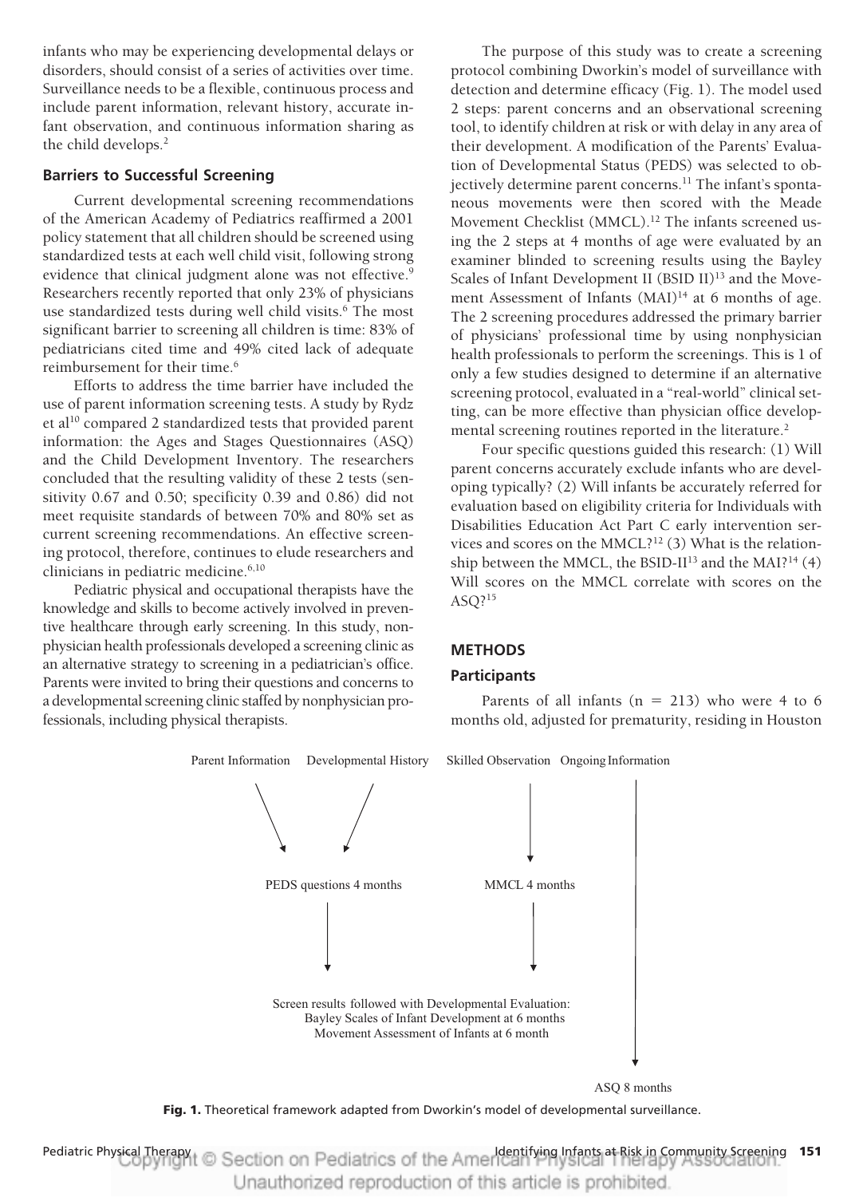infants who may be experiencing developmental delays or disorders, should consist of a series of activities over time. Surveillance needs to be a flexible, continuous process and include parent information, relevant history, accurate infant observation, and continuous information sharing as the child develops.[2]

### Barriers to Successful Screening

Current developmental screening recommendations of the American Academy of Pediatrics reaffirmed a 2001 policy statement that all children should be screened using standardized tests at each well child visit, following strong evidence that clinical judgment alone was not effective.[9] Researchers recently reported that only 23% of physicians use standardized tests during well child visits.[6] The most significant barrier to screening all children is time: 83% of pediatricians cited time and 49% cited lack of adequate reimbursement for their time.[6]

Efforts to address the time barrier have included the use of parent information screening tests. A study by Rydz et al[10] compared 2 standardized tests that provided parent information: the Ages and Stages Questionnaires (ASQ) and the Child Development Inventory. The researchers concluded that the resulting validity of these 2 tests (sensitivity 0.67 and 0.50; specificity 0.39 and 0.86) did not meet requisite standards of between 70% and 80% set as current screening recommendations. An effective screening protocol, therefore, continues to elude researchers and clinicians in pediatric medicine.[6,10]

Pediatric physical and occupational therapists have the knowledge and skills to become actively involved in preventive healthcare through early screening. In this study, nonphysician health professionals developed a screening clinic as an alternative strategy to screening in a pediatrician's office. Parents were invited to bring their questions and concerns to a developmental screening clinic staffed by nonphysician professionals, including physical therapists.

The purpose of this study was to create a screening protocol combining Dworkin's model of surveillance with detection and determine efficacy (Fig. 1). The model used 2 steps: parent concerns and an observational screening tool, to identify children at risk or with delay in any area of their development. A modification of the Parents' Evaluation of Developmental Status (PEDS) was selected to objectively determine parent concerns.[11] The infant's spontaneous movements were then scored with the Meade Movement Checklist (MMCL).[12] The infants screened using the 2 steps at 4 months of age were evaluated by an examiner blinded to screening results using the Bayley Scales of Infant Development II (BSID II)[13] and the Movement Assessment of Infants (MAI)[14] at 6 months of age. The 2 screening procedures addressed the primary barrier of physicians' professional time by using nonphysician health professionals to perform the screenings. This is 1 of only a few studies designed to determine if an alternative screening protocol, evaluated in a "real-world" clinical setting, can be more effective than physician office developmental screening routines reported in the literature.[2]

Four specific questions guided this research: (1) Will parent concerns accurately exclude infants who are developing typically? (2) Will infants be accurately referred for evaluation based on eligibility criteria for Individuals with Disabilities Education Act Part C early intervention services and scores on the MMCL?[12] (3) What is the relationship between the MMCL, the BSID-II[13] and the MAI?[14] (4) Will scores on the MMCL correlate with scores on the ASQ?[15]

## METHODS

### Participants

Parents of all infants (n = 213) who were 4 to 6 months old, adjusted for prematurity, residing in Houston

Parent Information   Developmental History   Skilled Observation   Ongoing Information

PEDS questions 4 months   MMCL 4 months

Screen results followed with Developmental Evaluation:
Bayley Scales of Infant Development at 6 months
Movement Assessment of Infants at 6 month

ASQ 8 months

**Fig. 1.** Theoretical framework adapted from Dworkin's model of developmental surveillance.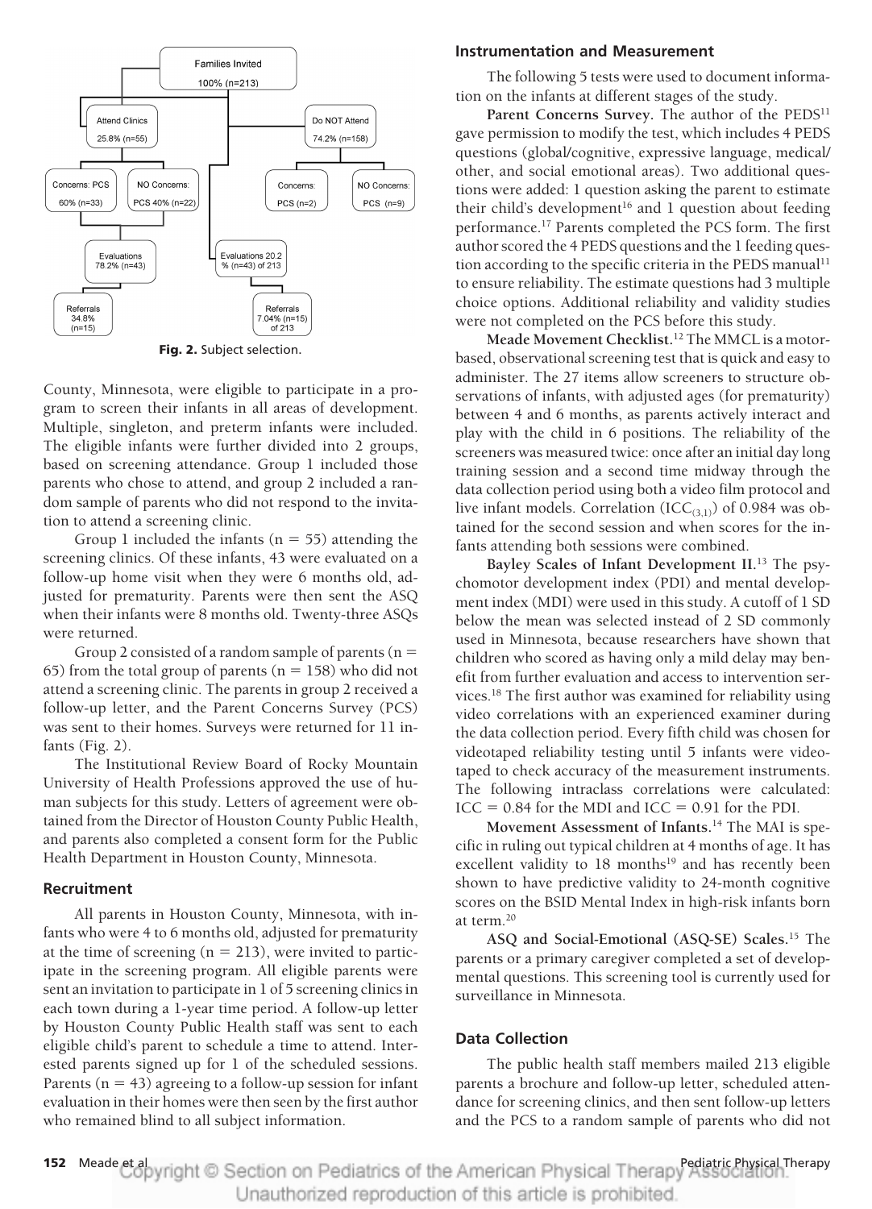Families Invited
100% (n=213)

Attend Clinics 25.8% (n=55)

Do NOT Attend 74.2% (n=158)

Concerns: PCS 60% (n=33)

NO Concerns: PCS 40% (n=22)

Concerns: PCS (n=2)

NO Concerns: PCS (n=9)

Evaluations 78.2% (n=43)

Evaluations 20.2 % (n=43) of 213

Referrals 34.8% (n=15)

Referrals 7.04% (n=15) of 213

**Fig. 2.** Subject selection.

County, Minnesota, were eligible to participate in a program to screen their infants in all areas of development. Multiple, singleton, and preterm infants were included. The eligible infants were further divided into 2 groups, based on screening attendance. Group 1 included those parents who chose to attend, and group 2 included a random sample of parents who did not respond to the invitation to attend a screening clinic.

Group 1 included the infants ($n = 55$) attending the screening clinics. Of these infants, 43 were evaluated on a follow-up home visit when they were 6 months old, adjusted for prematurity. Parents were then sent the ASQ when their infants were 8 months old. Twenty-three ASQs were returned.

Group 2 consisted of a random sample of parents ($n = 65$) from the total group of parents ($n = 158$) who did not attend a screening clinic. The parents in group 2 received a follow-up letter, and the Parent Concerns Survey (PCS) was sent to their homes. Surveys were returned for 11 infants (Fig. 2).

The Institutional Review Board of Rocky Mountain University of Health Professions approved the use of human subjects for this study. Letters of agreement were obtained from the Director of Houston County Public Health, and parents also completed a consent form for the Public Health Department in Houston County, Minnesota.

## Recruitment

All parents in Houston County, Minnesota, with infants who were 4 to 6 months old, adjusted for prematurity at the time of screening ($n = 213$), were invited to participate in the screening program. All eligible parents were sent an invitation to participate in 1 of 5 screening clinics in each town during a 1-year time period. A follow-up letter by Houston County Public Health staff was sent to each eligible child's parent to schedule a time to attend. Interested parents signed up for 1 of the scheduled sessions. Parents ($n = 43$) agreeing to a follow-up session for infant evaluation in their homes were then seen by the first author who remained blind to all subject information.

## Instrumentation and Measurement

The following 5 tests were used to document information on the infants at different stages of the study.

**Parent Concerns Survey.** The author of the PEDS[11] gave permission to modify the test, which includes 4 PEDS questions (global/cognitive, expressive language, medical/other, and social emotional areas). Two additional questions were added: 1 question asking the parent to estimate their child's development[16] and 1 question about feeding performance.[17] Parents completed the PCS form. The first author scored the 4 PEDS questions and the 1 feeding question according to the specific criteria in the PEDS manual[11] to ensure reliability. The estimate questions had 3 multiple choice options. Additional reliability and validity studies were not completed on the PCS before this study.

**Meade Movement Checklist.**[12] The MMCL is a motor-based, observational screening test that is quick and easy to administer. The 27 items allow screeners to structure observations of infants, with adjusted ages (for prematurity) between 4 and 6 months, as parents actively interact and play with the child in 6 positions. The reliability of the screeners was measured twice: once after an initial day long training session and a second time midway through the data collection period using both a video film protocol and live infant models. Correlation ($ICC_{(3,1)}$) of 0.984 was obtained for the second session and when scores for the infants attending both sessions were combined.

**Bayley Scales of Infant Development II.**[13] The psychomotor development index (PDI) and mental development index (MDI) were used in this study. A cutoff of 1 SD below the mean was selected instead of 2 SD commonly used in Minnesota, because researchers have shown that children who scored as having only a mild delay may benefit from further evaluation and access to intervention services.[18] The first author was examined for reliability using video correlations with an experienced examiner during the data collection period. Every fifth child was chosen for videotaped reliability testing until 5 infants were videotaped to check accuracy of the measurement instruments. The following intraclass correlations were calculated: $ICC = 0.84$ for the MDI and $ICC = 0.91$ for the PDI.

**Movement Assessment of Infants.**[14] The MAI is specific in ruling out typical children at 4 months of age. It has excellent validity to 18 months[19] and has recently been shown to have predictive validity to 24-month cognitive scores on the BSID Mental Index in high-risk infants born at term.[20]

**ASQ and Social-Emotional (ASQ-SE) Scales.**[15] The parents or a primary caregiver completed a set of developmental questions. This screening tool is currently used for surveillance in Minnesota.

## Data Collection

The public health staff members mailed 213 eligible parents a brochure and follow-up letter, scheduled attendance for screening clinics, and then sent follow-up letters and the PCS to a random sample of parents who did not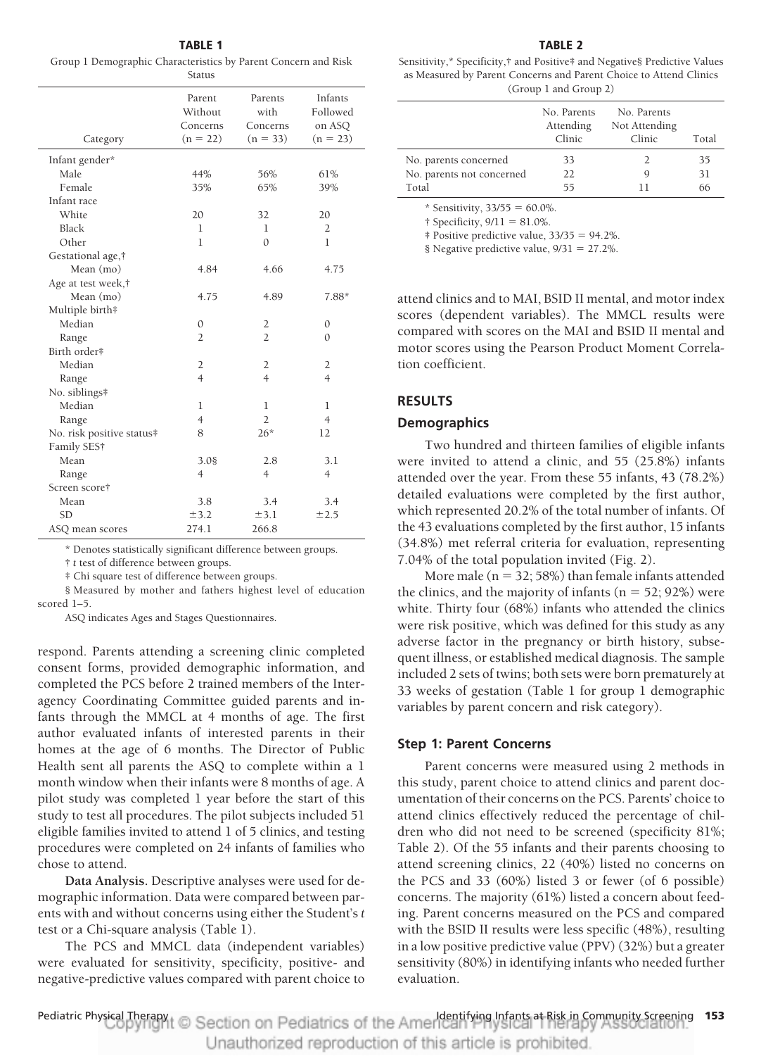**TABLE 1**
Group 1 Demographic Characteristics by Parent Concern and Risk Status

| Category | Parent Without Concerns (n = 22) | Parents with Concerns (n = 33) | Infants Followed on ASQ (n = 23) |
|---|---|---|---|
| Infant gender* | | | |
| Male | 44% | 56% | 61% |
| Female | 35% | 65% | 39% |
| Infant race | | | |
| White | 20 | 32 | 20 |
| Black | 1 | 1 | 2 |
| Other | 1 | 0 | 1 |
| Gestational age,† | | | |
| Mean (mo) | 4.84 | 4.66 | 4.75 |
| Age at test week,† | | | |
| Mean (mo) | 4.75 | 4.89 | 7.88* |
| Multiple birth‡ | | | |
| Median | 0 | 2 | 0 |
| Range | 2 | 2 | 0 |
| Birth order‡ | | | |
| Median | 2 | 2 | 2 |
| Range | 4 | 4 | 4 |
| No. siblings‡ | | | |
| Median | 1 | 1 | 1 |
| Range | 4 | 2 | 4 |
| No. risk positive status‡ | 8 | 26* | 12 |
| Family SES† | | | |
| Mean | 3.0§ | 2.8 | 3.1 |
| Range | 4 | 4 | 4 |
| Screen score† | | | |
| Mean | 3.8 | 3.4 | 3.4 |
| SD | ±3.2 | ±3.1 | ±2.5 |
| ASQ mean scores | 274.1 | 266.8 | |

\* Denotes statistically significant difference between groups.

† *t* test of difference between groups.

‡ Chi square test of difference between groups.

§ Measured by mother and fathers highest level of education scored 1–5.

ASQ indicates Ages and Stages Questionnaires.

respond. Parents attending a screening clinic completed consent forms, provided demographic information, and completed the PCS before 2 trained members of the Interagency Coordinating Committee guided parents and infants through the MMCL at 4 months of age. The first author evaluated infants of interested parents in their homes at the age of 6 months. The Director of Public Health sent all parents the ASQ to complete within a 1 month window when their infants were 8 months of age. A pilot study was completed 1 year before the start of this study to test all procedures. The pilot subjects included 51 eligible families invited to attend 1 of 5 clinics, and testing procedures were completed on 24 infants of families who chose to attend.

**Data Analysis.** Descriptive analyses were used for demographic information. Data were compared between parents with and without concerns using either the Student's *t* test or a Chi-square analysis (Table 1).

The PCS and MMCL data (independent variables) were evaluated for sensitivity, specificity, positive- and negative-predictive values compared with parent choice to attend clinics and to MAI, BSID II mental, and motor index scores (dependent variables). The MMCL results were compared with scores on the MAI and BSID II mental and motor scores using the Pearson Product Moment Correlation coefficient.

**TABLE 2**
Sensitivity,* Specificity,† and Positive‡ and Negative§ Predictive Values as Measured by Parent Concerns and Parent Choice to Attend Clinics (Group 1 and Group 2)

| | No. Parents Attending Clinic | No. Parents Not Attending Clinic | Total |
|---|---|---|---|
| No. parents concerned | 33 | 2 | 35 |
| No. parents not concerned | 22 | 9 | 31 |
| Total | 55 | 11 | 66 |

\* Sensitivity, 33/55 = 60.0%.

† Specificity, 9/11 = 81.0%.

‡ Positive predictive value, 33/35 = 94.2%.

§ Negative predictive value, 9/31 = 27.2%.

## RESULTS

### Demographics

Two hundred and thirteen families of eligible infants were invited to attend a clinic, and 55 (25.8%) infants attended over the year. From these 55 infants, 43 (78.2%) detailed evaluations were completed by the first author, which represented 20.2% of the total number of infants. Of the 43 evaluations completed by the first author, 15 infants (34.8%) met referral criteria for evaluation, representing 7.04% of the total population invited (Fig. 2).

More male (n = 32; 58%) than female infants attended the clinics, and the majority of infants (n = 52; 92%) were white. Thirty four (68%) infants who attended the clinics were risk positive, which was defined for this study as any adverse factor in the pregnancy or birth history, subsequent illness, or established medical diagnosis. The sample included 2 sets of twins; both sets were born prematurely at 33 weeks of gestation (Table 1 for group 1 demographic variables by parent concern and risk category).

### Step 1: Parent Concerns

Parent concerns were measured using 2 methods in this study, parent choice to attend clinics and parent documentation of their concerns on the PCS. Parents' choice to attend clinics effectively reduced the percentage of children who did not need to be screened (specificity 81%; Table 2). Of the 55 infants and their parents choosing to attend screening clinics, 22 (40%) listed no concerns on the PCS and 33 (60%) listed 3 or fewer (of 6 possible) concerns. The majority (61%) listed a concern about feeding. Parent concerns measured on the PCS and compared with the BSID II results were less specific (48%), resulting in a low positive predictive value (PPV) (32%) but a greater sensitivity (80%) in identifying infants who needed further evaluation.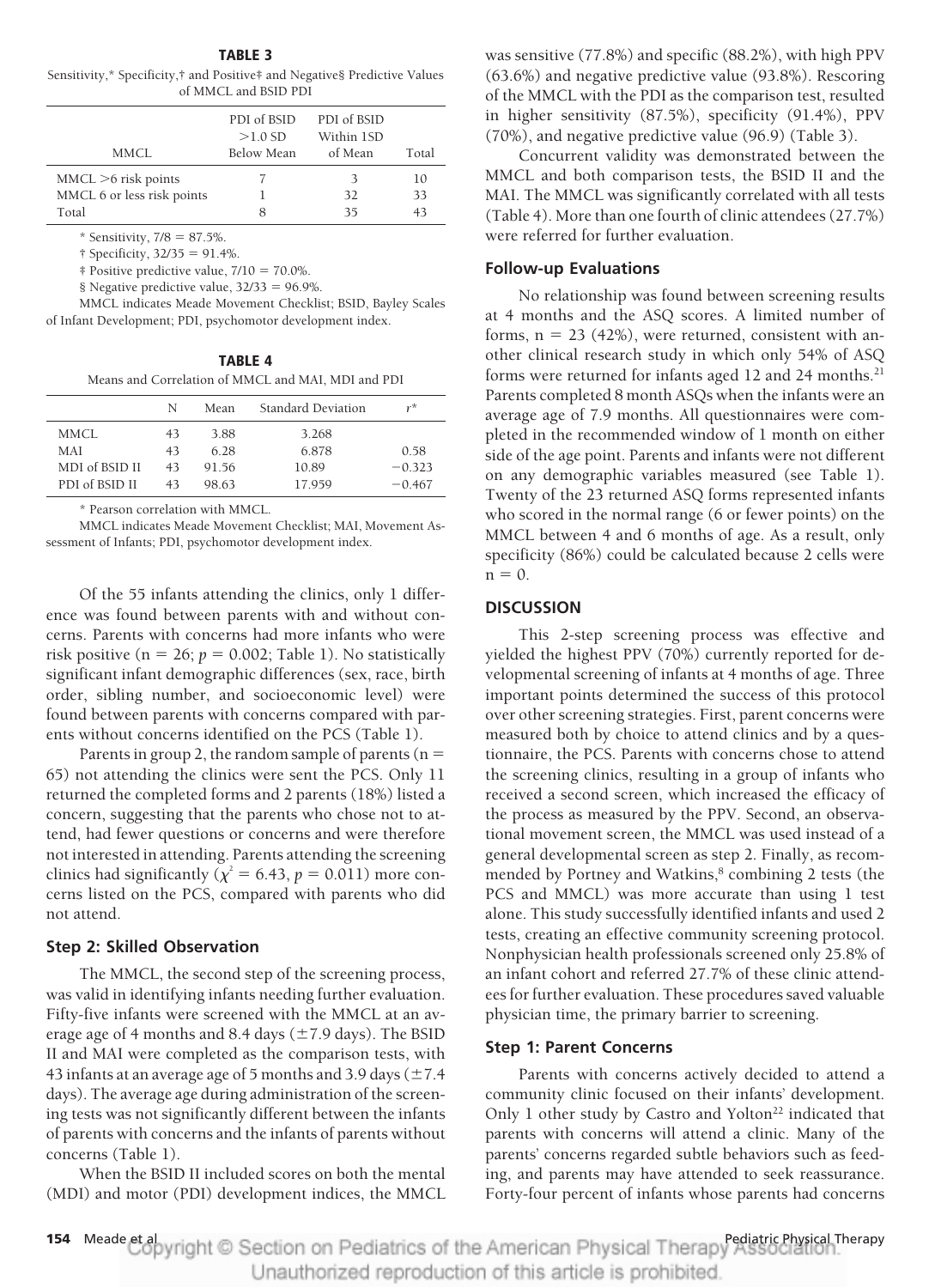**TABLE 3**

Sensitivity,* Specificity,† and Positive‡ and Negative§ Predictive Values of MMCL and BSID PDI

| MMCL | PDI of BSID >1.0 SD Below Mean | PDI of BSID Within 1SD of Mean | Total |
|---|---|---|---|
| MMCL >6 risk points | 7 | 3 | 10 |
| MMCL 6 or less risk points | 1 | 32 | 33 |
| Total | 8 | 35 | 43 |

* Sensitivity, 7/8 = 87.5%.

† Specificity, 32/35 = 91.4%.

‡ Positive predictive value, 7/10 = 70.0%.

§ Negative predictive value, 32/33 = 96.9%.

MMCL indicates Meade Movement Checklist; BSID, Bayley Scales of Infant Development; PDI, psychomotor development index.

**TABLE 4**

Means and Correlation of MMCL and MAI, MDI and PDI

| | N | Mean | Standard Deviation | $r$* |
|---|---|---|---|---|
| MMCL | 43 | 3.88 | 3.268 | |
| MAI | 43 | 6.28 | 6.878 | 0.58 |
| MDI of BSID II | 43 | 91.56 | 10.89 | −0.323 |
| PDI of BSID II | 43 | 98.63 | 17.959 | −0.467 |

* Pearson correlation with MMCL.

MMCL indicates Meade Movement Checklist; MAI, Movement Assessment of Infants; PDI, psychomotor development index.

Of the 55 infants attending the clinics, only 1 difference was found between parents with and without concerns. Parents with concerns had more infants who were risk positive (n = 26; $p$ = 0.002; Table 1). No statistically significant infant demographic differences (sex, race, birth order, sibling number, and socioeconomic level) were found between parents with concerns compared with parents without concerns identified on the PCS (Table 1).

Parents in group 2, the random sample of parents (n = 65) not attending the clinics were sent the PCS. Only 11 returned the completed forms and 2 parents (18%) listed a concern, suggesting that the parents who chose not to attend, had fewer questions or concerns and were therefore not interested in attending. Parents attending the screening clinics had significantly ($\chi^2$ = 6.43, $p$ = 0.011) more concerns listed on the PCS, compared with parents who did not attend.

### Step 2: Skilled Observation

The MMCL, the second step of the screening process, was valid in identifying infants needing further evaluation. Fifty-five infants were screened with the MMCL at an average age of 4 months and 8.4 days (±7.9 days). The BSID II and MAI were completed as the comparison tests, with 43 infants at an average age of 5 months and 3.9 days (±7.4 days). The average age during administration of the screening tests was not significantly different between the infants of parents with concerns and the infants of parents without concerns (Table 1).

When the BSID II included scores on both the mental (MDI) and motor (PDI) development indices, the MMCL was sensitive (77.8%) and specific (88.2%), with high PPV (63.6%) and negative predictive value (93.8%). Rescoring of the MMCL with the PDI as the comparison test, resulted in higher sensitivity (87.5%), specificity (91.4%), PPV (70%), and negative predictive value (96.9) (Table 3).

Concurrent validity was demonstrated between the MMCL and both comparison tests, the BSID II and the MAI. The MMCL was significantly correlated with all tests (Table 4). More than one fourth of clinic attendees (27.7%) were referred for further evaluation.

### Follow-up Evaluations

No relationship was found between screening results at 4 months and the ASQ scores. A limited number of forms, n = 23 (42%), were returned, consistent with another clinical research study in which only 54% of ASQ forms were returned for infants aged 12 and 24 months.[21] Parents completed 8 month ASQs when the infants were an average age of 7.9 months. All questionnaires were completed in the recommended window of 1 month on either side of the age point. Parents and infants were not different on any demographic variables measured (see Table 1). Twenty of the 23 returned ASQ forms represented infants who scored in the normal range (6 or fewer points) on the MMCL between 4 and 6 months of age. As a result, only specificity (86%) could be calculated because 2 cells were n = 0.

## DISCUSSION

This 2-step screening process was effective and yielded the highest PPV (70%) currently reported for developmental screening of infants at 4 months of age. Three important points determined the success of this protocol over other screening strategies. First, parent concerns were measured both by choice to attend clinics and by a questionnaire, the PCS. Parents with concerns chose to attend the screening clinics, resulting in a group of infants who received a second screen, which increased the efficacy of the process as measured by the PPV. Second, an observational movement screen, the MMCL was used instead of a general developmental screen as step 2. Finally, as recommended by Portney and Watkins,[8] combining 2 tests (the PCS and MMCL) was more accurate than using 1 test alone. This study successfully identified infants and used 2 tests, creating an effective community screening protocol. Nonphysician health professionals screened only 25.8% of an infant cohort and referred 27.7% of these clinic attendees for further evaluation. These procedures saved valuable physician time, the primary barrier to screening.

### Step 1: Parent Concerns

Parents with concerns actively decided to attend a community clinic focused on their infants' development. Only 1 other study by Castro and Yolton[22] indicated that parents with concerns will attend a clinic. Many of the parents' concerns regarded subtle behaviors such as feeding, and parents may have attended to seek reassurance. Forty-four percent of infants whose parents had concerns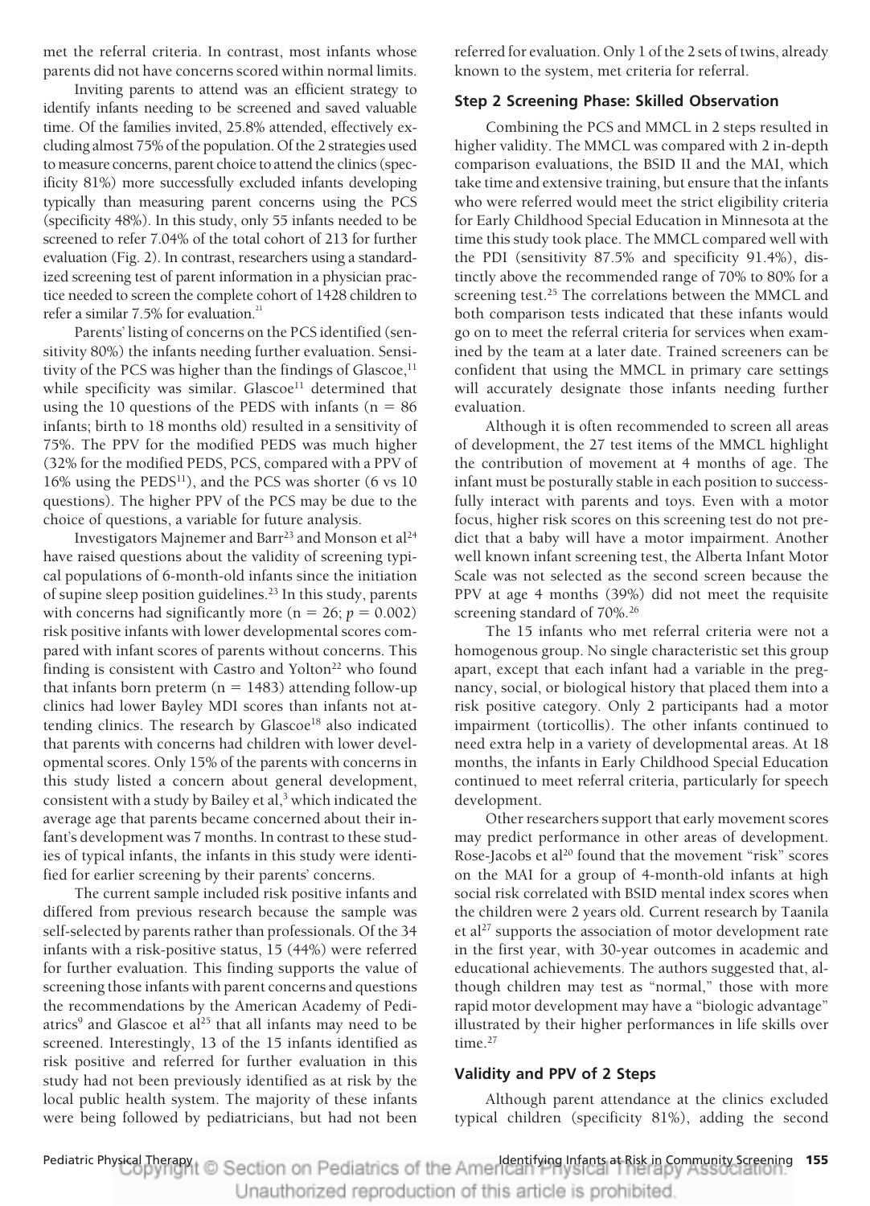met the referral criteria. In contrast, most infants whose parents did not have concerns scored within normal limits.

Inviting parents to attend was an efficient strategy to identify infants needing to be screened and saved valuable time. Of the families invited, 25.8% attended, effectively excluding almost 75% of the population. Of the 2 strategies used to measure concerns, parent choice to attend the clinics (specificity 81%) more successfully excluded infants developing typically than measuring parent concerns using the PCS (specificity 48%). In this study, only 55 infants needed to be screened to refer 7.04% of the total cohort of 213 for further evaluation (Fig. 2). In contrast, researchers using a standardized screening test of parent information in a physician practice needed to screen the complete cohort of 1428 children to refer a similar 7.5% for evaluation.[21]

Parents' listing of concerns on the PCS identified (sensitivity 80%) the infants needing further evaluation. Sensitivity of the PCS was higher than the findings of Glascoe,[11] while specificity was similar. Glascoe[11] determined that using the 10 questions of the PEDS with infants (n = 86 infants; birth to 18 months old) resulted in a sensitivity of 75%. The PPV for the modified PEDS was much higher (32% for the modified PEDS, PCS, compared with a PPV of 16% using the PEDS[11]), and the PCS was shorter (6 vs 10 questions). The higher PPV of the PCS may be due to the choice of questions, a variable for future analysis.

Investigators Majnemer and Barr[23] and Monson et al[24] have raised questions about the validity of screening typical populations of 6-month-old infants since the initiation of supine sleep position guidelines.[23] In this study, parents with concerns had significantly more (n = 26; $p = 0.002$) risk positive infants with lower developmental scores compared with infant scores of parents without concerns. This finding is consistent with Castro and Yolton[22] who found that infants born preterm (n = 1483) attending follow-up clinics had lower Bayley MDI scores than infants not attending clinics. The research by Glascoe[18] also indicated that parents with concerns had children with lower developmental scores. Only 15% of the parents with concerns in this study listed a concern about general development, consistent with a study by Bailey et al,[3] which indicated the average age that parents became concerned about their infant's development was 7 months. In contrast to these studies of typical infants, the infants in this study were identified for earlier screening by their parents' concerns.

The current sample included risk positive infants and differed from previous research because the sample was self-selected by parents rather than professionals. Of the 34 infants with a risk-positive status, 15 (44%) were referred for further evaluation. This finding supports the value of screening those infants with parent concerns and questions the recommendations by the American Academy of Pediatrics[9] and Glascoe et al[25] that all infants may need to be screened. Interestingly, 13 of the 15 infants identified as risk positive and referred for further evaluation in this study had not been previously identified as at risk by the local public health system. The majority of these infants were being followed by pediatricians, but had not been referred for evaluation. Only 1 of the 2 sets of twins, already known to the system, met criteria for referral.

### Step 2 Screening Phase: Skilled Observation

Combining the PCS and MMCL in 2 steps resulted in higher validity. The MMCL was compared with 2 in-depth comparison evaluations, the BSID II and the MAI, which take time and extensive training, but ensure that the infants who were referred would meet the strict eligibility criteria for Early Childhood Special Education in Minnesota at the time this study took place. The MMCL compared well with the PDI (sensitivity 87.5% and specificity 91.4%), distinctly above the recommended range of 70% to 80% for a screening test.[25] The correlations between the MMCL and both comparison tests indicated that these infants would go on to meet the referral criteria for services when examined by the team at a later date. Trained screeners can be confident that using the MMCL in primary care settings will accurately designate those infants needing further evaluation.

Although it is often recommended to screen all areas of development, the 27 test items of the MMCL highlight the contribution of movement at 4 months of age. The infant must be posturally stable in each position to successfully interact with parents and toys. Even with a motor focus, higher risk scores on this screening test do not predict that a baby will have a motor impairment. Another well known infant screening test, the Alberta Infant Motor Scale was not selected as the second screen because the PPV at age 4 months (39%) did not meet the requisite screening standard of 70%.[26]

The 15 infants who met referral criteria were not a homogenous group. No single characteristic set this group apart, except that each infant had a variable in the pregnancy, social, or biological history that placed them into a risk positive category. Only 2 participants had a motor impairment (torticollis). The other infants continued to need extra help in a variety of developmental areas. At 18 months, the infants in Early Childhood Special Education continued to meet referral criteria, particularly for speech development.

Other researchers support that early movement scores may predict performance in other areas of development. Rose-Jacobs et al[20] found that the movement "risk" scores on the MAI for a group of 4-month-old infants at high social risk correlated with BSID mental index scores when the children were 2 years old. Current research by Taanila et al[27] supports the association of motor development rate in the first year, with 30-year outcomes in academic and educational achievements. The authors suggested that, although children may test as "normal," those with more rapid motor development may have a "biologic advantage" illustrated by their higher performances in life skills over time.[27]

### Validity and PPV of 2 Steps

Although parent attendance at the clinics excluded typical children (specificity 81%), adding the second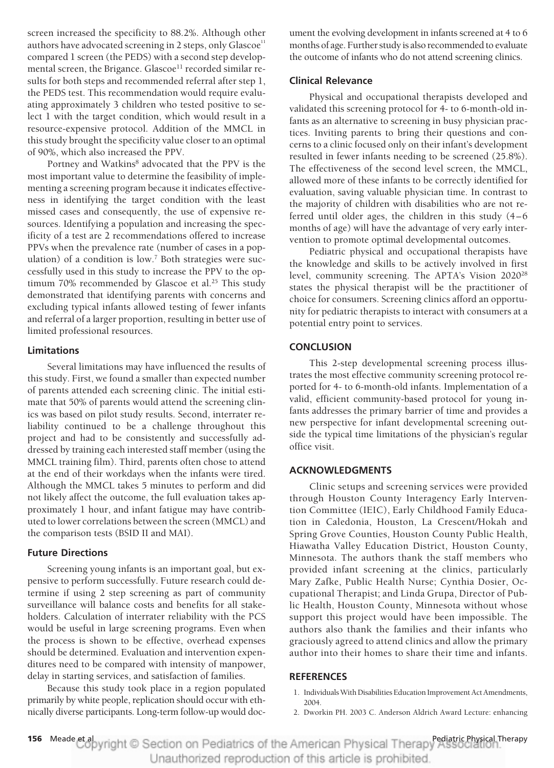screen increased the specificity to 88.2%. Although other authors have advocated screening in 2 steps, only Glascoe[11] compared 1 screen (the PEDS) with a second step developmental screen, the Brigance. Glascoe[11] recorded similar results for both steps and recommended referral after step 1, the PEDS test. This recommendation would require evaluating approximately 3 children who tested positive to select 1 with the target condition, which would result in a resource-expensive protocol. Addition of the MMCL in this study brought the specificity value closer to an optimal of 90%, which also increased the PPV.

Portney and Watkins[8] advocated that the PPV is the most important value to determine the feasibility of implementing a screening program because it indicates effectiveness in identifying the target condition with the least missed cases and consequently, the use of expensive resources. Identifying a population and increasing the specificity of a test are 2 recommendations offered to increase PPVs when the prevalence rate (number of cases in a population) of a condition is low.[7] Both strategies were successfully used in this study to increase the PPV to the optimum 70% recommended by Glascoe et al.[25] This study demonstrated that identifying parents with concerns and excluding typical infants allowed testing of fewer infants and referral of a larger proportion, resulting in better use of limited professional resources.

### Limitations

Several limitations may have influenced the results of this study. First, we found a smaller than expected number of parents attended each screening clinic. The initial estimate that 50% of parents would attend the screening clinics was based on pilot study results. Second, interrater reliability continued to be a challenge throughout this project and had to be consistently and successfully addressed by training each interested staff member (using the MMCL training film). Third, parents often chose to attend at the end of their workdays when the infants were tired. Although the MMCL takes 5 minutes to perform and did not likely affect the outcome, the full evaluation takes approximately 1 hour, and infant fatigue may have contributed to lower correlations between the screen (MMCL) and the comparison tests (BSID II and MAI).

### Future Directions

Screening young infants is an important goal, but expensive to perform successfully. Future research could determine if using 2 step screening as part of community surveillance will balance costs and benefits for all stakeholders. Calculation of interrater reliability with the PCS would be useful in large screening programs. Even when the process is shown to be effective, overhead expenses should be determined. Evaluation and intervention expenditures need to be compared with intensity of manpower, delay in starting services, and satisfaction of families.

Because this study took place in a region populated primarily by white people, replication should occur with ethnically diverse participants. Long-term follow-up would document the evolving development in infants screened at 4 to 6 months of age. Further study is also recommended to evaluate the outcome of infants who do not attend screening clinics.

### Clinical Relevance

Physical and occupational therapists developed and validated this screening protocol for 4- to 6-month-old infants as an alternative to screening in busy physician practices. Inviting parents to bring their questions and concerns to a clinic focused only on their infant's development resulted in fewer infants needing to be screened (25.8%). The effectiveness of the second level screen, the MMCL, allowed more of these infants to be correctly identified for evaluation, saving valuable physician time. In contrast to the majority of children with disabilities who are not referred until older ages, the children in this study (4–6 months of age) will have the advantage of very early intervention to promote optimal developmental outcomes.

Pediatric physical and occupational therapists have the knowledge and skills to be actively involved in first level, community screening. The APTA's Vision 2020[28] states the physical therapist will be the practitioner of choice for consumers. Screening clinics afford an opportunity for pediatric therapists to interact with consumers at a potential entry point to services.

## CONCLUSION

This 2-step developmental screening process illustrates the most effective community screening protocol reported for 4- to 6-month-old infants. Implementation of a valid, efficient community-based protocol for young infants addresses the primary barrier of time and provides a new perspective for infant developmental screening outside the typical time limitations of the physician's regular office visit.

## ACKNOWLEDGMENTS

Clinic setups and screening services were provided through Houston County Interagency Early Intervention Committee (IEIC), Early Childhood Family Education in Caledonia, Houston, La Crescent/Hokah and Spring Grove Counties, Houston County Public Health, Hiawatha Valley Education District, Houston County, Minnesota. The authors thank the staff members who provided infant screening at the clinics, particularly Mary Zafke, Public Health Nurse; Cynthia Dosier, Occupational Therapist; and Linda Grupa, Director of Public Health, Houston County, Minnesota without whose support this project would have been impossible. The authors also thank the families and their infants who graciously agreed to attend clinics and allow the primary author into their homes to share their time and infants.

## REFERENCES

1. Individuals With Disabilities Education Improvement Act Amendments, 2004.
2. Dworkin PH. 2003 C. Anderson Aldrich Award Lecture: enhancing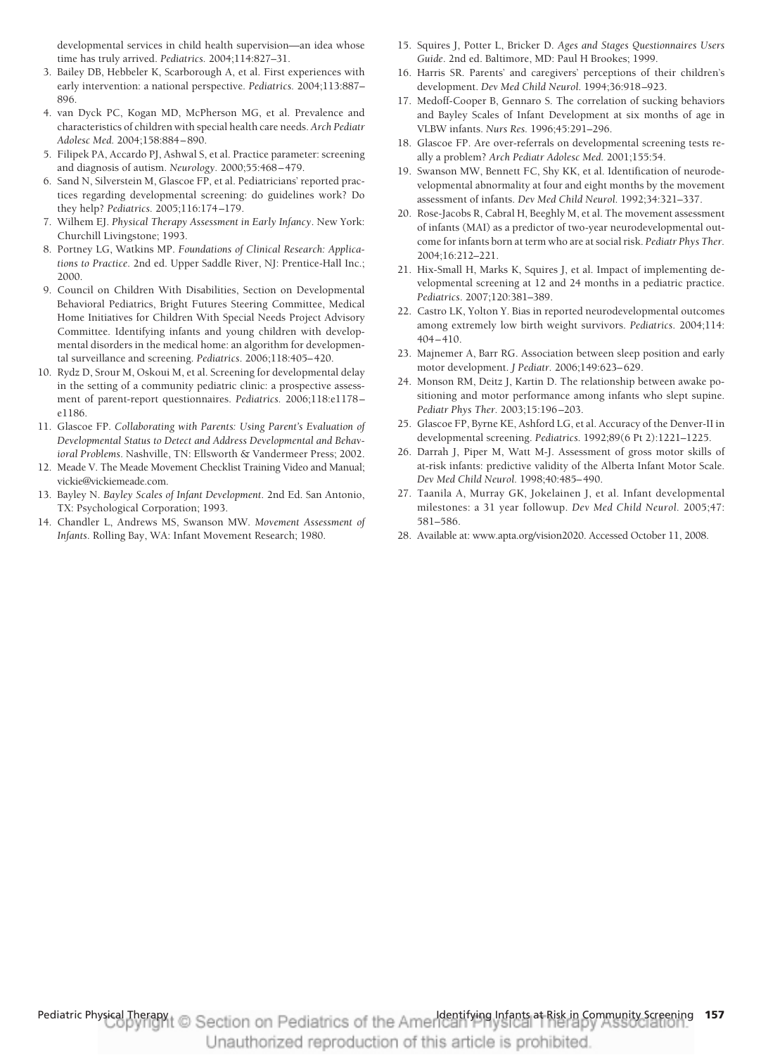developmental services in child health supervision—an idea whose time has truly arrived. *Pediatrics.* 2004;114:827–31.

3. Bailey DB, Hebbeler K, Scarborough A, et al. First experiences with early intervention: a national perspective. *Pediatrics.* 2004;113:887–896.
4. van Dyck PC, Kogan MD, McPherson MG, et al. Prevalence and characteristics of children with special health care needs. *Arch Pediatr Adolesc Med.* 2004;158:884–890.
5. Filipek PA, Accardo PJ, Ashwal S, et al. Practice parameter: screening and diagnosis of autism. *Neurology.* 2000;55:468–479.
6. Sand N, Silverstein M, Glascoe FP, et al. Pediatricians' reported practices regarding developmental screening: do guidelines work? Do they help? *Pediatrics.* 2005;116:174–179.
7. Wilhem EJ. *Physical Therapy Assessment in Early Infancy*. New York: Churchill Livingstone; 1993.
8. Portney LG, Watkins MP. *Foundations of Clinical Research: Applications to Practice*. 2nd ed. Upper Saddle River, NJ: Prentice-Hall Inc.; 2000.
9. Council on Children With Disabilities, Section on Developmental Behavioral Pediatrics, Bright Futures Steering Committee, Medical Home Initiatives for Children With Special Needs Project Advisory Committee. Identifying infants and young children with developmental disorders in the medical home: an algorithm for developmental surveillance and screening. *Pediatrics.* 2006;118:405–420.
10. Rydz D, Srour M, Oskoui M, et al. Screening for developmental delay in the setting of a community pediatric clinic: a prospective assessment of parent-report questionnaires. *Pediatrics.* 2006;118:e1178–e1186.
11. Glascoe FP. *Collaborating with Parents: Using Parent's Evaluation of Developmental Status to Detect and Address Developmental and Behavioral Problems*. Nashville, TN: Ellsworth & Vandermeer Press; 2002.
12. Meade V. The Meade Movement Checklist Training Video and Manual; vickie@vickiemeade.com.
13. Bayley N. *Bayley Scales of Infant Development*. 2nd Ed. San Antonio, TX: Psychological Corporation; 1993.
14. Chandler L, Andrews MS, Swanson MW. *Movement Assessment of Infants*. Rolling Bay, WA: Infant Movement Research; 1980.
15. Squires J, Potter L, Bricker D. *Ages and Stages Questionnaires Users Guide*. 2nd ed. Baltimore, MD: Paul H Brookes; 1999.
16. Harris SR. Parents' and caregivers' perceptions of their children's development. *Dev Med Child Neurol.* 1994;36:918–923.
17. Medoff-Cooper B, Gennaro S. The correlation of sucking behaviors and Bayley Scales of Infant Development at six months of age in VLBW infants. *Nurs Res.* 1996;45:291–296.
18. Glascoe FP. Are over-referrals on developmental screening tests really a problem? *Arch Pediatr Adolesc Med.* 2001;155:54.
19. Swanson MW, Bennett FC, Shy KK, et al. Identification of neurodevelopmental abnormality at four and eight months by the movement assessment of infants. *Dev Med Child Neurol.* 1992;34:321–337.
20. Rose-Jacobs R, Cabral H, Beeghly M, et al. The movement assessment of infants (MAI) as a predictor of two-year neurodevelopmental outcome for infants born at term who are at social risk. *Pediatr Phys Ther.* 2004;16:212–221.
21. Hix-Small H, Marks K, Squires J, et al. Impact of implementing developmental screening at 12 and 24 months in a pediatric practice. *Pediatrics.* 2007;120:381–389.
22. Castro LK, Yolton Y. Bias in reported neurodevelopmental outcomes among extremely low birth weight survivors. *Pediatrics.* 2004;114:404–410.
23. Majnemer A, Barr RG. Association between sleep position and early motor development. *J Pediatr.* 2006;149:623–629.
24. Monson RM, Deitz J, Kartin D. The relationship between awake positioning and motor performance among infants who slept supine. *Pediatr Phys Ther.* 2003;15:196–203.
25. Glascoe FP, Byrne KE, Ashford LG, et al. Accuracy of the Denver-II in developmental screening. *Pediatrics.* 1992;89(6 Pt 2):1221–1225.
26. Darrah J, Piper M, Watt M-J. Assessment of gross motor skills of at-risk infants: predictive validity of the Alberta Infant Motor Scale. *Dev Med Child Neurol.* 1998;40:485–490.
27. Taanila A, Murray GK, Jokelainen J, et al. Infant developmental milestones: a 31 year followup. *Dev Med Child Neurol.* 2005;47:581–586.
28. Available at: www.apta.org/vision2020. Accessed October 11, 2008.

Copyright © Section on Pediatrics of the American Physical Therapy Association. Unauthorized reproduction of this article is prohibited.